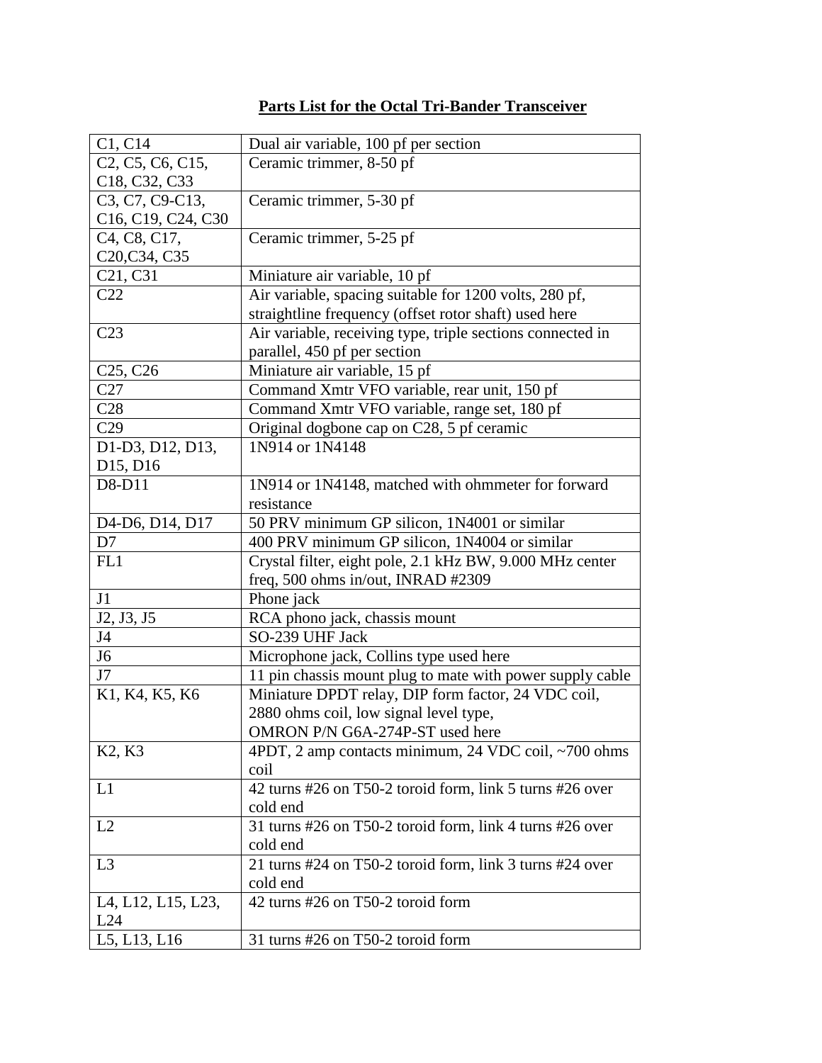# **Parts List for the Octal Tri-Bander Transceiver**

| | |
|---|---|
| C1, C14 | Dual air variable, 100 pf per section |
| C2, C5, C6, C15, C18, C32, C33 | Ceramic trimmer, 8-50 pf |
| C3, C7, C9-C13, C16, C19, C24, C30 | Ceramic trimmer, 5-30 pf |
| C4, C8, C17, C20,C34, C35 | Ceramic trimmer, 5-25 pf |
| C21, C31 | Miniature air variable, 10 pf |
| C22 | Air variable, spacing suitable for 1200 volts, 280 pf, straightline frequency (offset rotor shaft) used here |
| C23 | Air variable, receiving type, triple sections connected in parallel, 450 pf per section |
| C25, C26 | Miniature air variable, 15 pf |
| C27 | Command Xmtr VFO variable, rear unit, 150 pf |
| C28 | Command Xmtr VFO variable, range set, 180 pf |
| C29 | Original dogbone cap on C28, 5 pf ceramic |
| D1-D3, D12, D13, D15, D16 | 1N914 or 1N4148 |
| D8-D11 | 1N914 or 1N4148, matched with ohmmeter for forward resistance |
| D4-D6, D14, D17 | 50 PRV minimum GP silicon, 1N4001 or similar |
| D7 | 400 PRV minimum GP silicon, 1N4004 or similar |
| FL1 | Crystal filter, eight pole, 2.1 kHz BW, 9.000 MHz center freq, 500 ohms in/out, INRAD #2309 |
| J1 | Phone jack |
| J2, J3, J5 | RCA phono jack, chassis mount |
| J4 | SO-239 UHF Jack |
| J6 | Microphone jack, Collins type used here |
| J7 | 11 pin chassis mount plug to mate with power supply cable |
| K1, K4, K5, K6 | Miniature DPDT relay, DIP form factor, 24 VDC coil, 2880 ohms coil, low signal level type, OMRON P/N G6A-274P-ST used here |
| K2, K3 | 4PDT, 2 amp contacts minimum, 24 VDC coil, ~700 ohms coil |
| L1 | 42 turns #26 on T50-2 toroid form, link 5 turns #26 over cold end |
| L2 | 31 turns #26 on T50-2 toroid form, link 4 turns #26 over cold end |
| L3 | 21 turns #24 on T50-2 toroid form, link 3 turns #24 over cold end |
| L4, L12, L15, L23, L24 | 42 turns #26 on T50-2 toroid form |
| L5, L13, L16 | 31 turns #26 on T50-2 toroid form |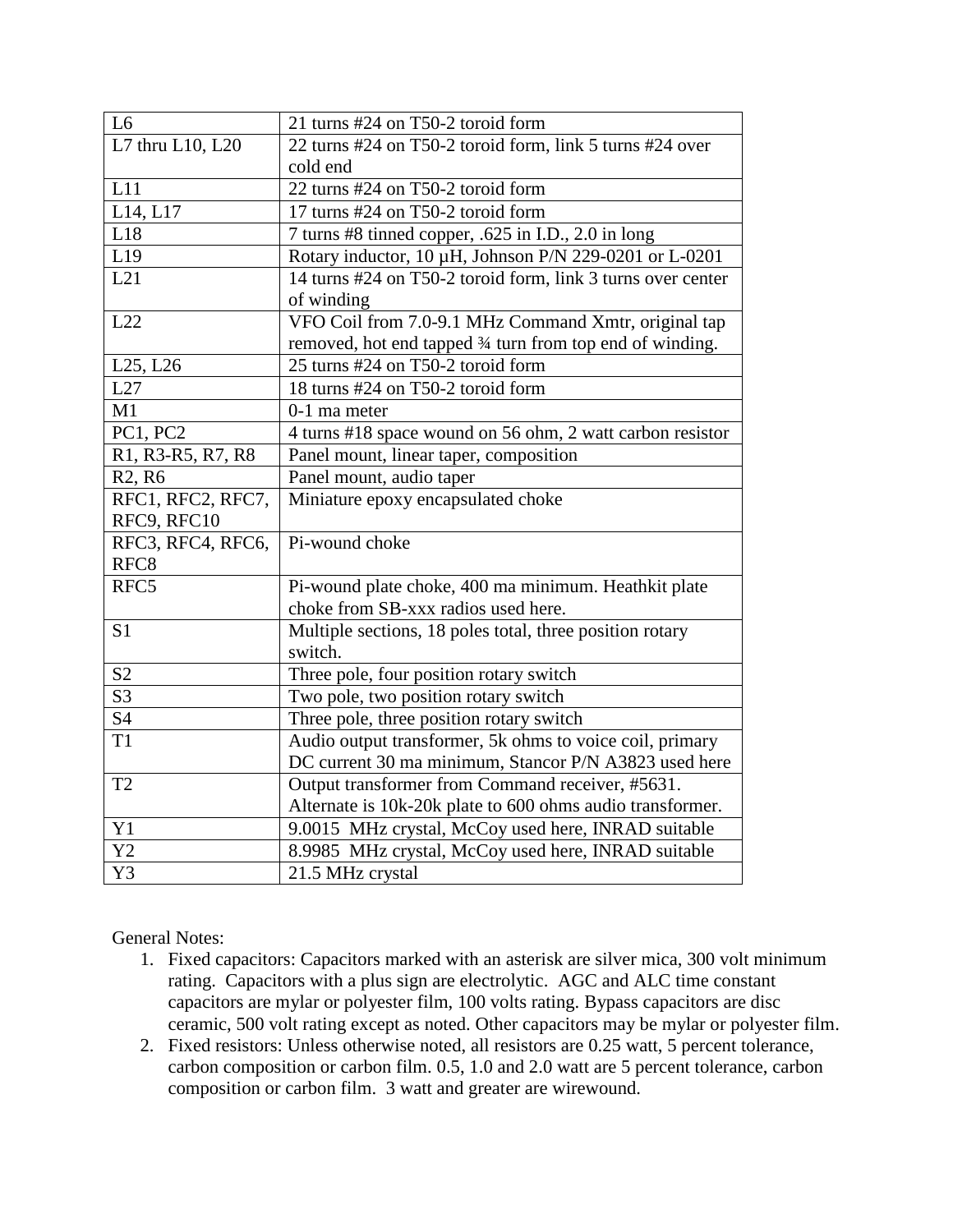| L6 | 21 turns #24 on T50-2 toroid form |
|---|---|
| L7 thru L10, L20 | 22 turns #24 on T50-2 toroid form, link 5 turns #24 over cold end |
| L11 | 22 turns #24 on T50-2 toroid form |
| L14, L17 | 17 turns #24 on T50-2 toroid form |
| L18 | 7 turns #8 tinned copper, .625 in I.D., 2.0 in long |
| L19 | Rotary inductor, 10 µH, Johnson P/N 229-0201 or L-0201 |
| L21 | 14 turns #24 on T50-2 toroid form, link 3 turns over center of winding |
| L22 | VFO Coil from 7.0-9.1 MHz Command Xmtr, original tap removed, hot end tapped ¾ turn from top end of winding. |
| L25, L26 | 25 turns #24 on T50-2 toroid form |
| L27 | 18 turns #24 on T50-2 toroid form |
| M1 | 0-1 ma meter |
| PC1, PC2 | 4 turns #18 space wound on 56 ohm, 2 watt carbon resistor |
| R1, R3-R5, R7, R8 | Panel mount, linear taper, composition |
| R2, R6 | Panel mount, audio taper |
| RFC1, RFC2, RFC7, RFC9, RFC10 | Miniature epoxy encapsulated choke |
| RFC3, RFC4, RFC6, RFC8 | Pi-wound choke |
| RFC5 | Pi-wound plate choke, 400 ma minimum. Heathkit plate choke from SB-xxx radios used here. |
| S1 | Multiple sections, 18 poles total, three position rotary switch. |
| S2 | Three pole, four position rotary switch |
| S3 | Two pole, two position rotary switch |
| S4 | Three pole, three position rotary switch |
| T1 | Audio output transformer, 5k ohms to voice coil, primary DC current 30 ma minimum, Stancor P/N A3823 used here |
| T2 | Output transformer from Command receiver, #5631. Alternate is 10k-20k plate to 600 ohms audio transformer. |
| Y1 | 9.0015 MHz crystal, McCoy used here, INRAD suitable |
| Y2 | 8.9985 MHz crystal, McCoy used here, INRAD suitable |
| Y3 | 21.5 MHz crystal |

General Notes:

1. Fixed capacitors: Capacitors marked with an asterisk are silver mica, 300 volt minimum rating. Capacitors with a plus sign are electrolytic. AGC and ALC time constant capacitors are mylar or polyester film, 100 volts rating. Bypass capacitors are disc ceramic, 500 volt rating except as noted. Other capacitors may be mylar or polyester film.
2. Fixed resistors: Unless otherwise noted, all resistors are 0.25 watt, 5 percent tolerance, carbon composition or carbon film. 0.5, 1.0 and 2.0 watt are 5 percent tolerance, carbon composition or carbon film. 3 watt and greater are wirewound.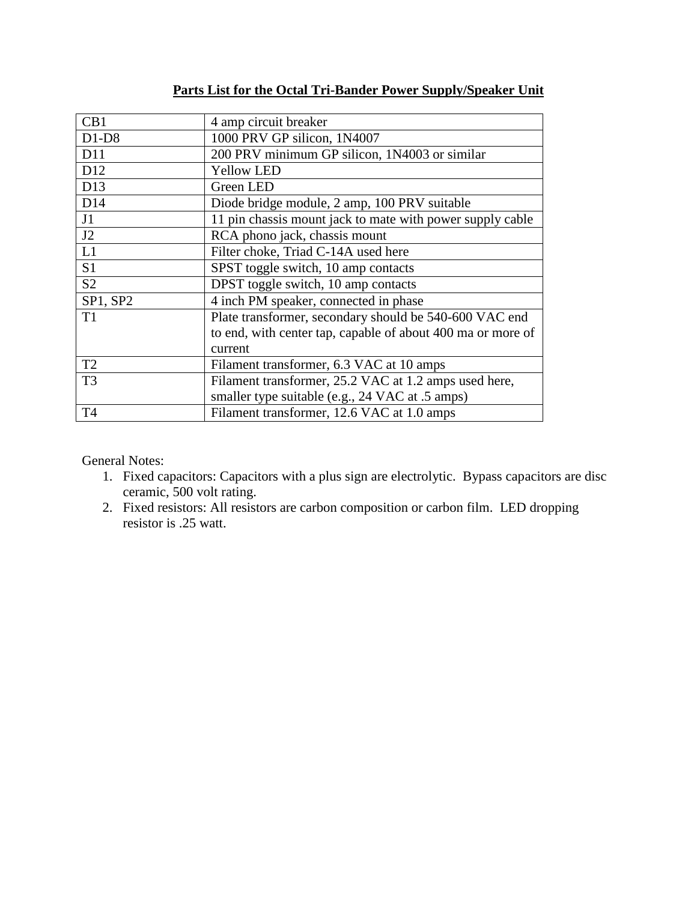**Parts List for the Octal Tri-Bander Power Supply/Speaker Unit**

| | |
|---|---|
| CB1 | 4 amp circuit breaker |
| D1-D8 | 1000 PRV GP silicon, 1N4007 |
| D11 | 200 PRV minimum GP silicon, 1N4003 or similar |
| D12 | Yellow LED |
| D13 | Green LED |
| D14 | Diode bridge module, 2 amp, 100 PRV suitable |
| J1 | 11 pin chassis mount jack to mate with power supply cable |
| J2 | RCA phono jack, chassis mount |
| L1 | Filter choke, Triad C-14A used here |
| S1 | SPST toggle switch, 10 amp contacts |
| S2 | DPST toggle switch, 10 amp contacts |
| SP1, SP2 | 4 inch PM speaker, connected in phase |
| T1 | Plate transformer, secondary should be 540-600 VAC end to end, with center tap, capable of about 400 ma or more of current |
| T2 | Filament transformer, 6.3 VAC at 10 amps |
| T3 | Filament transformer, 25.2 VAC at 1.2 amps used here, smaller type suitable (e.g., 24 VAC at .5 amps) |
| T4 | Filament transformer, 12.6 VAC at 1.0 amps |

General Notes:

1. Fixed capacitors: Capacitors with a plus sign are electrolytic. Bypass capacitors are disc ceramic, 500 volt rating.
2. Fixed resistors: All resistors are carbon composition or carbon film. LED dropping resistor is .25 watt.